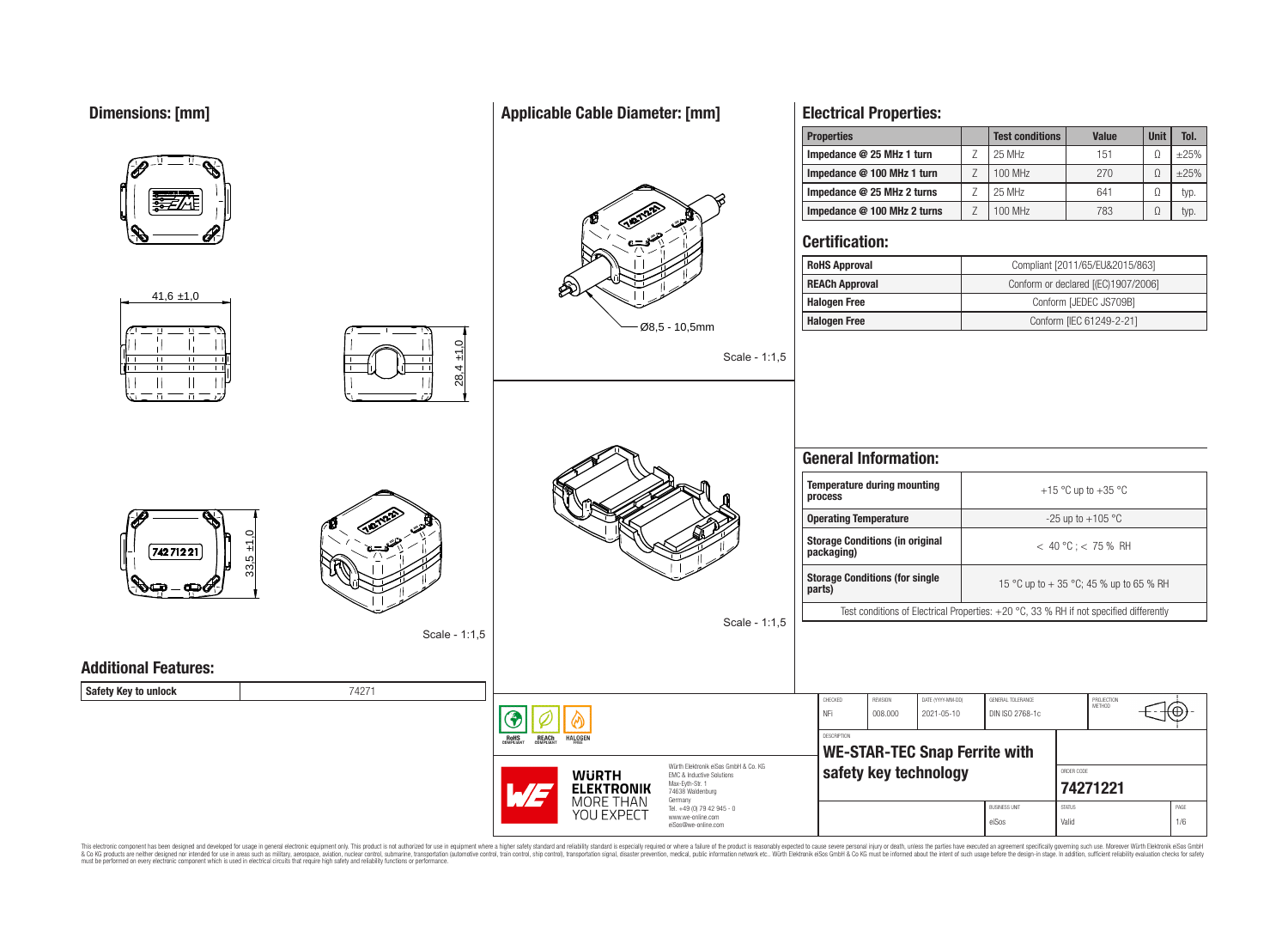## Dimensions: [mm]

41,6 ±1,0

28,4 ±1,0

33,5 ±1,0

74271221

Scale - 1:1,5

## Applicable Cable Diameter: [mm]

Ø8,5 - 10,5mm

Scale - 1:1,5

Scale - 1:1,5

## Electrical Properties:

| Properties | | Test conditions | Value | Unit | Tol. |
|---|---|---|---|---|---|
| Impedance @ 25 MHz 1 turn | Z | 25 MHz | 151 | Ω | ±25% |
| Impedance @ 100 MHz 1 turn | Z | 100 MHz | 270 | Ω | ±25% |
| Impedance @ 25 MHz 2 turns | Z | 25 MHz | 641 | Ω | typ. |
| Impedance @ 100 MHz 2 turns | Z | 100 MHz | 783 | Ω | typ. |

## Certification:

| | |
|---|---|
| RoHS Approval | Compliant [2011/65/EU&2015/863] |
| REACh Approval | Conform or declared [(EC)1907/2006] |
| Halogen Free | Conform [JEDEC JS709B] |
| Halogen Free | Conform [IEC 61249-2-21] |

## General Information:

| | |
|---|---|
| Temperature during mounting process | +15 °C up to +35 °C |
| Operating Temperature | -25 up to +105 °C |
| Storage Conditions (in original packaging) | < 40 °C ; < 75 % RH |
| Storage Conditions (for single parts) | 15 °C up to + 35 °C; 45 % up to 65 % RH |

Test conditions of Electrical Properties: +20 °C, 33 % RH if not specified differently

## Additional Features:

| | |
|---|---|
| Safety Key to unlock | 74271 |

| CHECKED | REVISION | DATE (YYYY-MM-DD) | GENERAL TOLERANCE | PROJECTION METHOD |
|---|---|---|---|---|
| NFi | 008.000 | 2021-05-10 | DIN ISO 2768-1c | |

DESCRIPTION

**WE-STAR-TEC Snap Ferrite with safety key technology**

ORDER CODE: **74271221**

BUSINESS UNIT: eiSos | STATUS: Valid | PAGE: 1/6

Würth Elektronik eiSos GmbH & Co. KG
EMC & Inductive Solutions
Max-Eyth-Str. 1
74638 Waldenburg
Germany
Tel. +49 (0) 79 42 945 - 0
www.we-online.com
eiSos@we-online.com

WÜRTH ELEKTRONIK MORE THAN YOU EXPECT

RoHS COMPLIANT | REACh COMPLIANT | HALOGEN FREE

This electronic component has been designed and developed for usage in general electronic equipment only. This product is not authorized for use in equipment where a higher safety standard and reliability standard is especially required or where a failure of the product is reasonably expected to cause severe personal injury or death, unless the parties have executed an agreement specifically governing such use. Moreover Würth Elektronik eiSos GmbH & Co KG products are neither designed nor intended for use in areas such as military, aerospace, aviation, nuclear control, submarine, transportation (automotive control, train control, ship control), transportation signal, disaster prevention, medical, public information network etc.. Würth Elektronik eiSos GmbH & Co KG must be informed about the intent of such usage before the design-in stage. In addition, sufficient reliability evaluation checks for safety must be performed on every electronic component which is used in electrical circuits that require high safety and reliability functions or performance.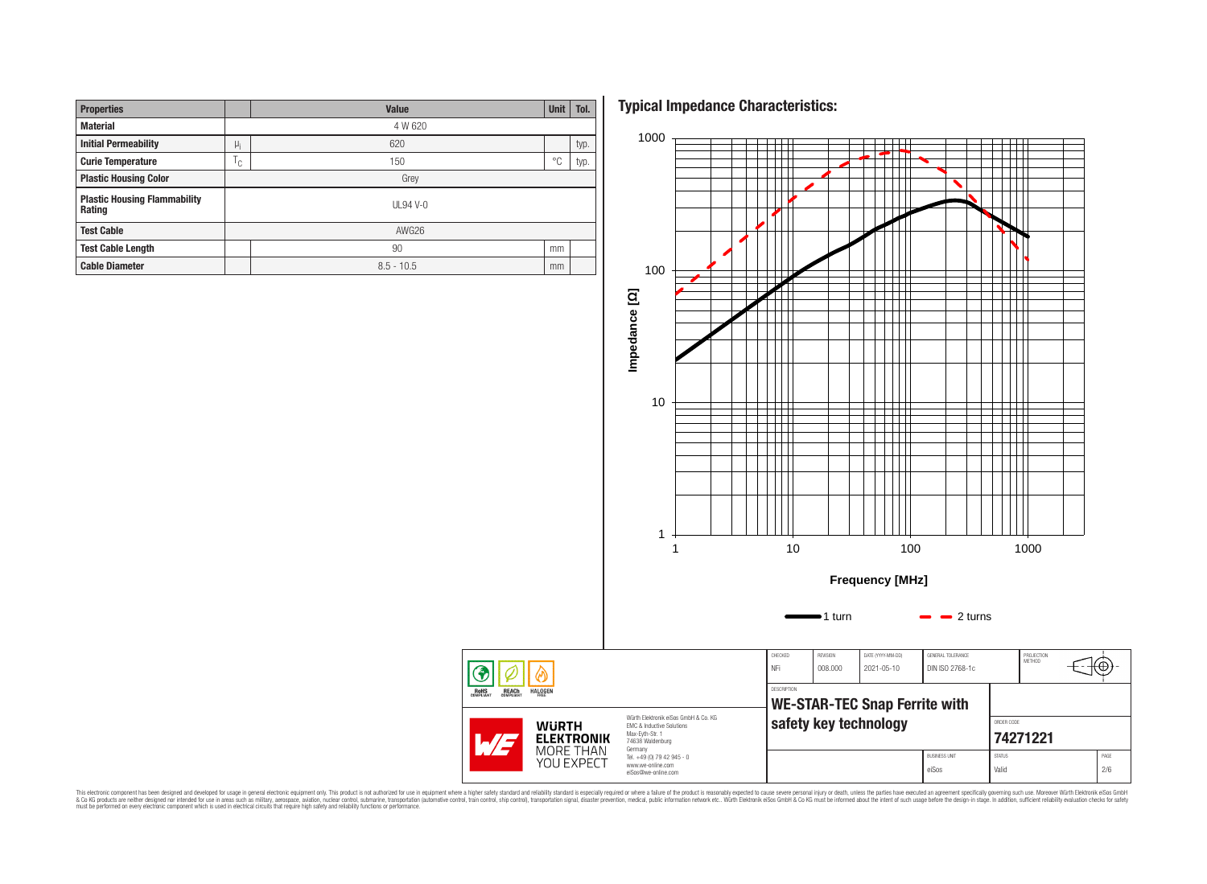| Properties | | Value | Unit | Tol. |
|---|---|---|---|---|
| Material | | 4 W 620 | | |
| Initial Permeability | $\mu_i$ | 620 | | typ. |
| Curie Temperature | $T_C$ | 150 | °C | typ. |
| Plastic Housing Color | | Grey | | |
| Plastic Housing Flammability Rating | | UL94 V-0 | | |
| Test Cable | | AWG26 | | |
| Test Cable Length | | 90 | mm | |
| Cable Diameter | | 8.5 - 10.5 | mm | |

## Typical Impedance Characteristics:

Impedance [Ω] vs. Frequency [MHz] (1 – 1000 MHz; 1 – 1000 Ω)

Legend: 1 turn; 2 turns

| CHECKED | REVISION | DATE (YYYY-MM-DD) | GENERAL TOLERANCE | PROJECTION METHOD |
|---|---|---|---|---|
| NFi | 008.000 | 2021-05-10 | DIN ISO 2768-1c | |

DESCRIPTION

**WE-STAR-TEC Snap Ferrite with safety key technology**

ORDER CODE: **74271221**

BUSINESS UNIT: eiSos | STATUS: Valid

Würth Elektronik eiSos GmbH & Co. KG
EMC & Inductive Solutions
Max-Eyth-Str. 1
74638 Waldenburg
Germany
Tel. +49 (0) 79 42 945 - 0
www.we-online.com
eiSos@we-online.com

This electronic component has been designed and developed for usage in general electronic equipment only. This product is not authorized for use in equipment where a higher safety standard and reliability standard is especially required or where a failure of the product is reasonably expected to cause severe personal injury or death, unless the parties have executed an agreement specifically governing such use. Moreover Würth Elektronik eiSos GmbH & Co KG products are neither designed nor intended for use in areas such as military, aerospace, aviation, nuclear control, submarine, transportation (automotive control, train control, ship control), transportation signal, disaster prevention, medical, public information network etc.. Würth Elektronik eiSos GmbH & Co KG must be informed about the intent of such usage before the design-in stage. In addition, sufficient reliability evaluation checks for safety must be performed on every electronic component which is used in electrical circuits that require high safety and reliability functions or performance.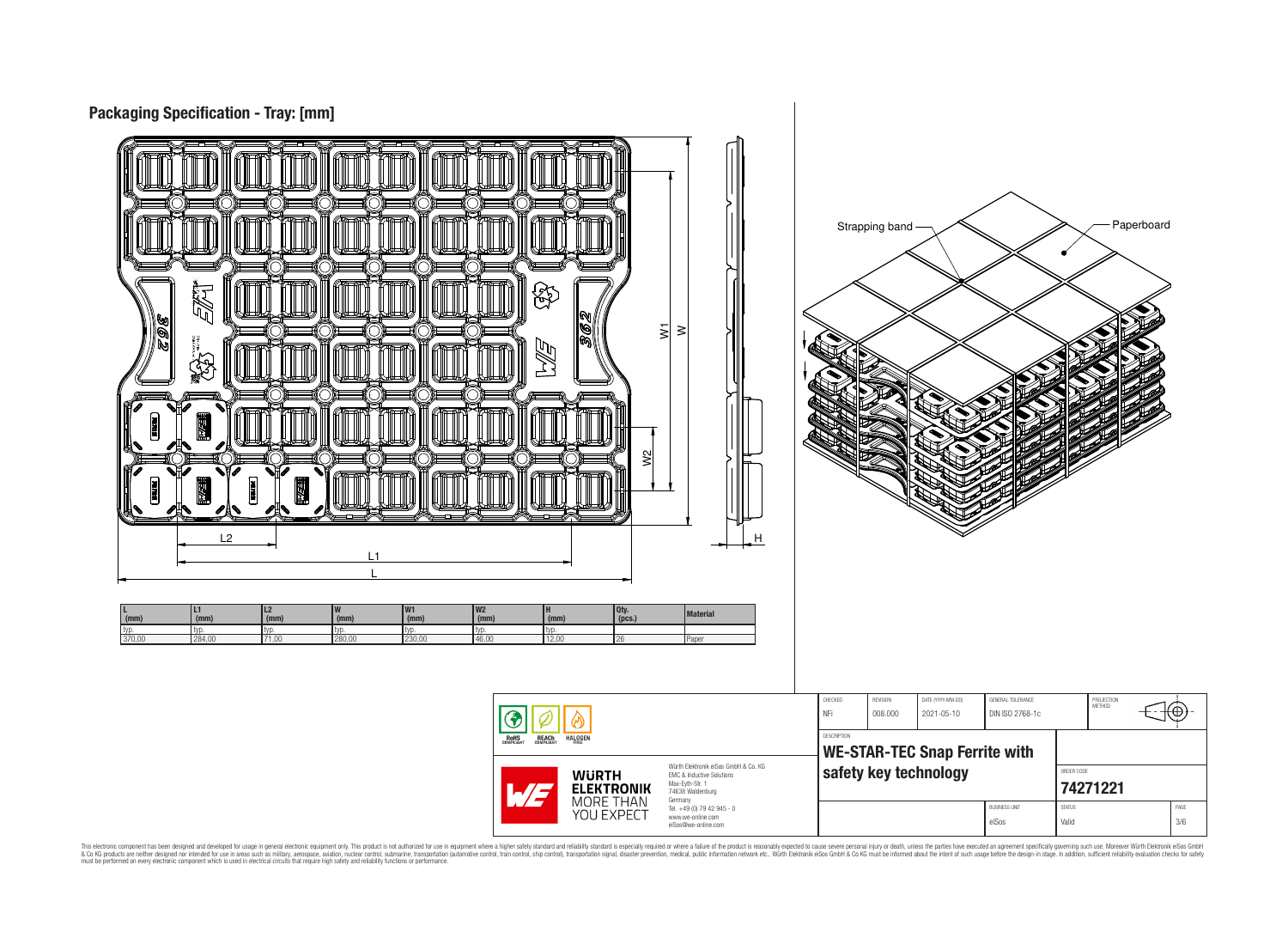## Packaging Specification - Tray: [mm]

Strapping band

Paperboard

| L (mm) | L1 (mm) | L2 (mm) | W (mm) | W1 (mm) | W2 (mm) | H (mm) | Qty. (pcs.) | Material |
|---|---|---|---|---|---|---|---|---|
| typ. | typ. | typ. | typ. | typ. | typ. | typ. | | |
| 370,00 | 284,00 | 71,00 | 280,00 | 230,00 | 46,00 | 12,00 | 26 | Paper |

| CHECKED | REVISION | DATE (YYYY-MM-DD) | GENERAL TOLERANCE | PROJECTION METHOD |
|---|---|---|---|---|
| NFi | 008.000 | 2021-05-10 | DIN ISO 2768-1c | |

DESCRIPTION

**WE-STAR-TEC Snap Ferrite with safety key technology**

ORDER CODE **74271221**

| BUSINESS UNIT | STATUS | PAGE |
|---|---|---|
| eiSos | Valid | 3/6 |

Würth Elektronik eiSos GmbH & Co. KG
EMC & Inductive Solutions
Max-Eyth-Str. 1
74638 Waldenburg
Germany
Tel. +49 (0) 79 42 945 - 0
www.we-online.com
eiSos@we-online.com

This electronic component has been designed and developed for usage in general electronic equipment only. This product is not authorized for use in equipment where a higher safety standard and reliability standard is especially required or where a failure of the product is reasonably expected to cause severe personal injury or death, unless the parties have executed an agreement specifically governing such use. Moreover Würth Elektronik eiSos GmbH & Co KG products are neither designed nor intended for use in areas such as military, aerospace, aviation, nuclear control, submarine, transportation (automotive control, train control, ship control), transportation signal, disaster prevention, medical, public information network etc.. Würth Elektronik eiSos GmbH & Co KG must be informed about the intent of such usage before the design-in stage. In addition, sufficient reliability evaluation checks for safety must be performed on every electronic component which is used in electrical circuits that require high safety and reliability functions or performance.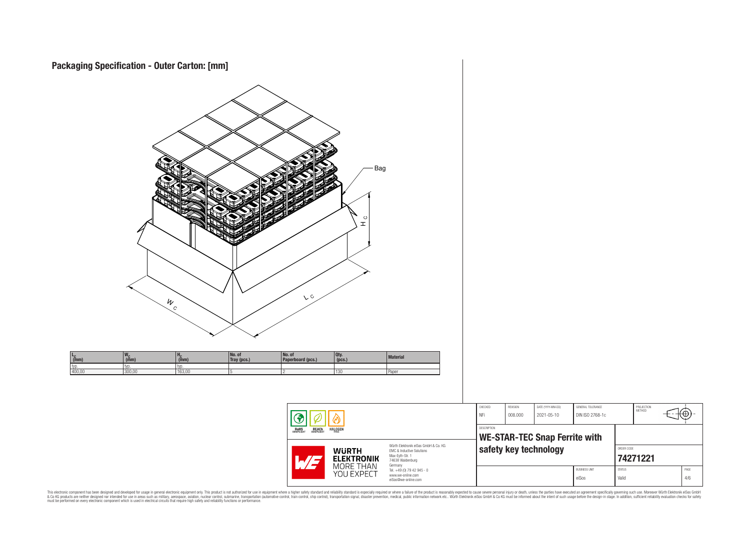## Packaging Specification - Outer Carton: [mm]

Bag

$H_C$

$W_C$

$L_C$

| $L_C$ (mm) | $W_C$ (mm) | $H_C$ (mm) | No. of Tray (pcs.) | No. of Paperboard (pcs.) | Qty. (pcs.) | Material |
|---|---|---|---|---|---|---|
| typ. | typ. | typ. | | | | |
| 400,00 | 300,00 | 163,00 | 5 | 2 | 130 | Paper |

| CHECKED | REVISION | DATE (YYYY-MM-DD) | GENERAL TOLERANCE | PROJECTION METHOD |
|---|---|---|---|---|
| NFi | 008.000 | 2021-05-10 | DIN ISO 2768-1c | |

RoHS COMPLIANT · REACh COMPLIANT · HALOGEN FREE

WÜRTH ELEKTRONIK MORE THAN YOU EXPECT

Würth Elektronik eiSos GmbH & Co. KG
EMC & Inductive Solutions
Max-Eyth-Str. 1
74638 Waldenburg
Germany
Tel. +49 (0) 79 42 945 - 0
www.we-online.com
eiSos@we-online.com

DESCRIPTION

**WE-STAR-TEC Snap Ferrite with safety key technology**

ORDER CODE: **74271221**

BUSINESS UNIT: eiSos | STATUS: Valid | PAGE: 4/6

This electronic component has been designed and developed for usage in general electronic equipment only. This product is not authorized for use in equipment where a higher safety standard and reliability standard is especially required or where a failure of the product is reasonably expected to cause severe personal injury or death, unless the parties have executed an agreement specifically governing such use. Moreover Würth Elektronik eiSos GmbH & Co KG products are neither designed nor intended for use in areas such as military, aerospace, aviation, nuclear control, submarine, transportation (automotive control, train control, ship control), transportation signal, disaster prevention, medical, public information network etc.. Würth Elektronik eiSos GmbH & Co KG must be informed about the intent of such usage before the design-in stage. In addition, sufficient reliability evaluation checks for safety must be performed on every electronic component which is used in electrical circuits that require high safety and reliability functions or performance.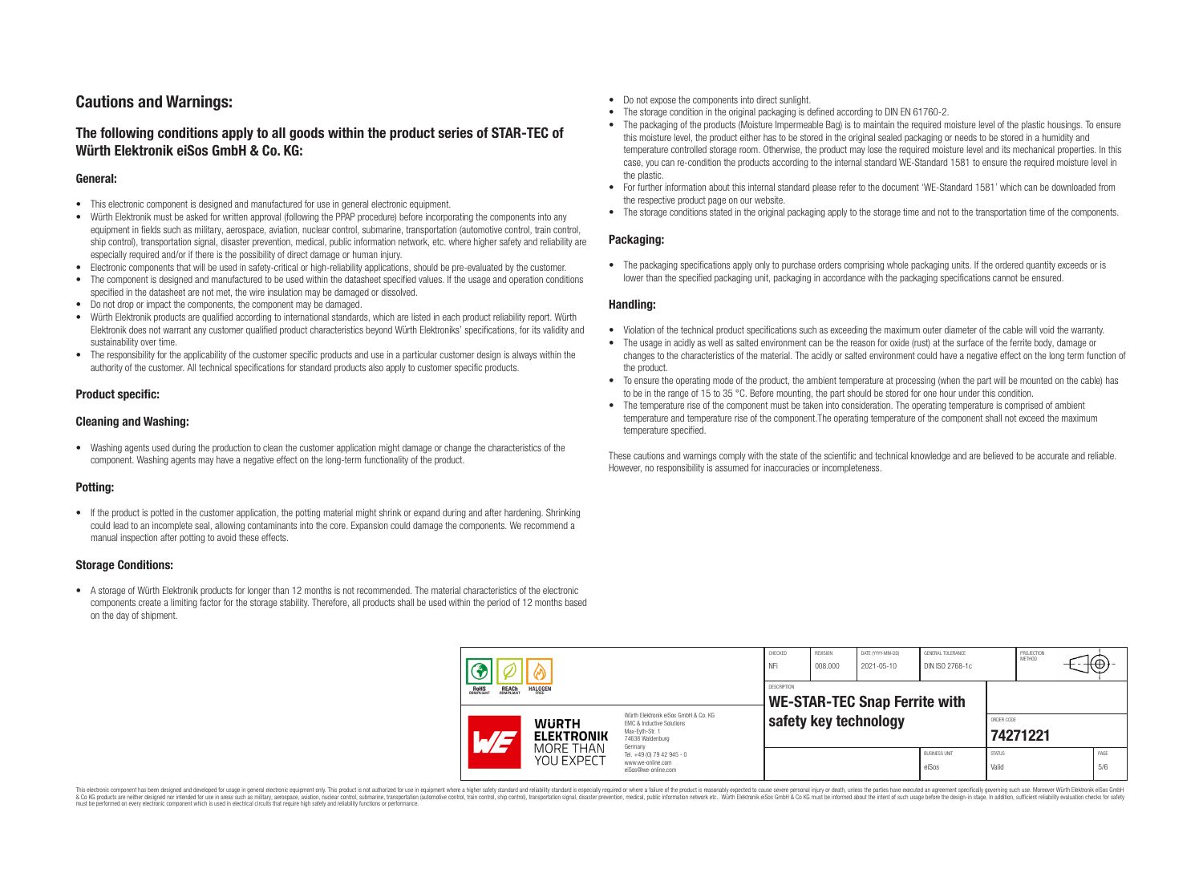## Cautions and Warnings:

### The following conditions apply to all goods within the product series of STAR-TEC of Würth Elektronik eiSos GmbH & Co. KG:

#### General:

- This electronic component is designed and manufactured for use in general electronic equipment.
- Würth Elektronik must be asked for written approval (following the PPAP procedure) before incorporating the components into any equipment in fields such as military, aerospace, aviation, nuclear control, submarine, transportation (automotive control, train control, ship control), transportation signal, disaster prevention, medical, public information network, etc. where higher safety and reliability are especially required and/or if there is the possibility of direct damage or human injury.
- Electronic components that will be used in safety-critical or high-reliability applications, should be pre-evaluated by the customer.
- The component is designed and manufactured to be used within the datasheet specified values. If the usage and operation conditions specified in the datasheet are not met, the wire insulation may be damaged or dissolved.
- Do not drop or impact the components, the component may be damaged.
- Würth Elektronik products are qualified according to international standards, which are listed in each product reliability report. Würth Elektronik does not warrant any customer qualified product characteristics beyond Würth Elektroniks' specifications, for its validity and sustainability over time.
- The responsibility for the applicability of the customer specific products and use in a particular customer design is always within the authority of the customer. All technical specifications for standard products also apply to customer specific products.

#### Product specific:

#### Cleaning and Washing:

- Washing agents used during the production to clean the customer application might damage or change the characteristics of the component. Washing agents may have a negative effect on the long-term functionality of the product.

#### Potting:

- If the product is potted in the customer application, the potting material might shrink or expand during and after hardening. Shrinking could lead to an incomplete seal, allowing contaminants into the core. Expansion could damage the components. We recommend a manual inspection after potting to avoid these effects.

#### Storage Conditions:

- A storage of Würth Elektronik products for longer than 12 months is not recommended. The material characteristics of the electronic components create a limiting factor for the storage stability. Therefore, all products shall be used within the period of 12 months based on the day of shipment.
- Do not expose the components into direct sunlight.
- The storage condition in the original packaging is defined according to DIN EN 61760-2.
- The packaging of the products (Moisture Impermeable Bag) is to maintain the required moisture level of the plastic housings. To ensure this moisture level, the product either has to be stored in the original sealed packaging or needs to be stored in a humidity and temperature controlled storage room. Otherwise, the product may lose the required moisture level and its mechanical properties. In this case, you can re-condition the products according to the internal standard WE-Standard 1581 to ensure the required moisture level in the plastic.
- For further information about this internal standard please refer to the document 'WE-Standard 1581' which can be downloaded from the respective product page on our website.
- The storage conditions stated in the original packaging apply to the storage time and not to the transportation time of the components.

#### Packaging:

- The packaging specifications apply only to purchase orders comprising whole packaging units. If the ordered quantity exceeds or is lower than the specified packaging unit, packaging in accordance with the packaging specifications cannot be ensured.

#### Handling:

- Violation of the technical product specifications such as exceeding the maximum outer diameter of the cable will void the warranty.
- The usage in acidly as well as salted environment can be the reason for oxide (rust) at the surface of the ferrite body, damage or changes to the characteristics of the material. The acidly or salted environment could have a negative effect on the long term function of the product.
- To ensure the operating mode of the product, the ambient temperature at processing (when the part will be mounted on the cable) has to be in the range of 15 to 35 °C. Before mounting, the part should be stored for one hour under this condition.
- The temperature rise of the component must be taken into consideration. The operating temperature is comprised of ambient temperature and temperature rise of the component.The operating temperature of the component shall not exceed the maximum temperature specified.

These cautions and warnings comply with the state of the scientific and technical knowledge and are believed to be accurate and reliable. However, no responsibility is assumed for inaccuracies or incompleteness.

| CHECKED | REVISION | DATE (YYYY-MM-DD) | GENERAL TOLERANCE | PROJECTION METHOD |
|---|---|---|---|---|
| NFi | 008.000 | 2021-05-10 | DIN ISO 2768-1c | |

| DESCRIPTION | ORDER CODE | BUSINESS UNIT | STATUS | PAGE |
|---|---|---|---|---|
| WE-STAR-TEC Snap Ferrite with safety key technology | 74271221 | eiSos | Valid | 5/6 |

Würth Elektronik eiSos GmbH & Co. KG
EMC & Inductive Solutions
Max-Eyth-Str. 1
74638 Waldenburg
Germany
Tel. +49 (0) 79 42 945 - 0
www.we-online.com
eiSos@we-online.com

This electronic component has been designed and developed for usage in general electronic equipment only. This product is not authorized for use in equipment where a higher safety standard and reliability standard is especially required or where a failure of the product is reasonably expected to cause severe personal injury or death, unless the parties have executed an agreement specifically governing such use. Moreover Würth Elektronik eiSos GmbH & Co KG products are neither designed nor intended for use in areas such as military, aerospace, aviation, nuclear control, submarine, transportation (automotive control, train control, ship control), transportation signal, disaster prevention, medical, public information network etc.. Würth Elektronik eiSos GmbH & Co KG must be informed about the intent of such usage before the design-in stage. In addition, sufficient reliability evaluation checks for safety must be performed on every electronic component which is used in electrical circuits that require high safety and reliability functions or performance.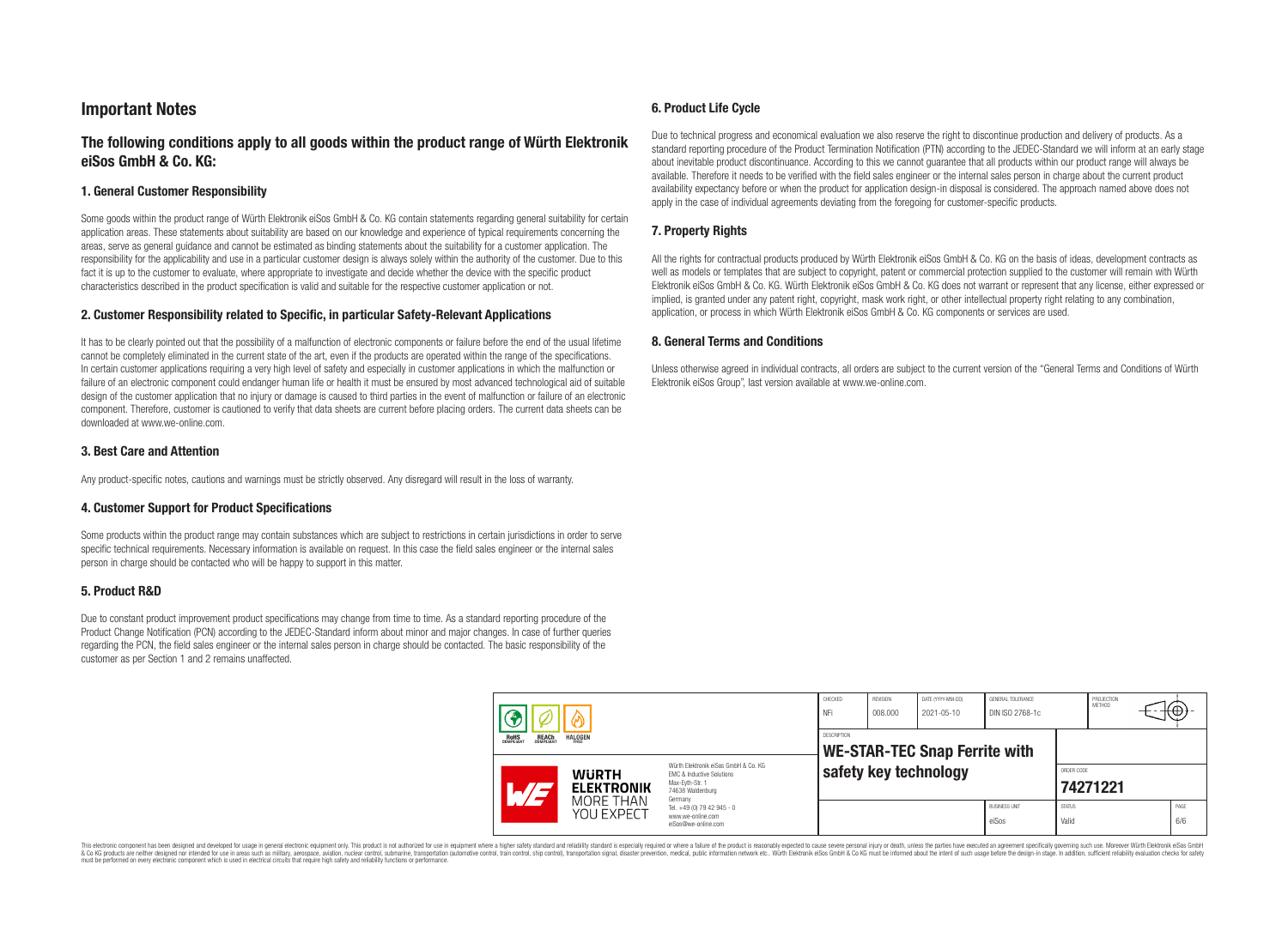# Important Notes

## The following conditions apply to all goods within the product range of Würth Elektronik eiSos GmbH & Co. KG:

### 1. General Customer Responsibility

Some goods within the product range of Würth Elektronik eiSos GmbH & Co. KG contain statements regarding general suitability for certain application areas. These statements about suitability are based on our knowledge and experience of typical requirements concerning the areas, serve as general guidance and cannot be estimated as binding statements about the suitability for a customer application. The responsibility for the applicability and use in a particular customer design is always solely within the authority of the customer. Due to this fact it is up to the customer to evaluate, where appropriate to investigate and decide whether the device with the specific product characteristics described in the product specification is valid and suitable for the respective customer application or not.

### 2. Customer Responsibility related to Specific, in particular Safety-Relevant Applications

It has to be clearly pointed out that the possibility of a malfunction of electronic components or failure before the end of the usual lifetime cannot be completely eliminated in the current state of the art, even if the products are operated within the range of the specifications. In certain customer applications requiring a very high level of safety and especially in customer applications in which the malfunction or failure of an electronic component could endanger human life or health it must be ensured by most advanced technological aid of suitable design of the customer application that no injury or damage is caused to third parties in the event of malfunction or failure of an electronic component. Therefore, customer is cautioned to verify that data sheets are current before placing orders. The current data sheets can be downloaded at www.we-online.com.

### 3. Best Care and Attention

Any product-specific notes, cautions and warnings must be strictly observed. Any disregard will result in the loss of warranty.

### 4. Customer Support for Product Specifications

Some products within the product range may contain substances which are subject to restrictions in certain jurisdictions in order to serve specific technical requirements. Necessary information is available on request. In this case the field sales engineer or the internal sales person in charge should be contacted who will be happy to support in this matter.

### 5. Product R&D

Due to constant product improvement product specifications may change from time to time. As a standard reporting procedure of the Product Change Notification (PCN) according to the JEDEC-Standard inform about minor and major changes. In case of further queries regarding the PCN, the field sales engineer or the internal sales person in charge should be contacted. The basic responsibility of the customer as per Section 1 and 2 remains unaffected.

### 6. Product Life Cycle

Due to technical progress and economical evaluation we also reserve the right to discontinue production and delivery of products. As a standard reporting procedure of the Product Termination Notification (PTN) according to the JEDEC-Standard we will inform at an early stage about inevitable product discontinuance. According to this we cannot guarantee that all products within our product range will always be available. Therefore it needs to be verified with the field sales engineer or the internal sales person in charge about the current product availability expectancy before or when the product for application design-in disposal is considered. The approach named above does not apply in the case of individual agreements deviating from the foregoing for customer-specific products.

### 7. Property Rights

All the rights for contractual products produced by Würth Elektronik eiSos GmbH & Co. KG on the basis of ideas, development contracts as well as models or templates that are subject to copyright, patent or commercial protection supplied to the customer will remain with Würth Elektronik eiSos GmbH & Co. KG. Würth Elektronik eiSos GmbH & Co. KG does not warrant or represent that any license, either expressed or implied, is granted under any patent right, copyright, mask work right, or other intellectual property right relating to any combination, application, or process in which Würth Elektronik eiSos GmbH & Co. KG components or services are used.

### 8. General Terms and Conditions

Unless otherwise agreed in individual contracts, all orders are subject to the current version of the "General Terms and Conditions of Würth Elektronik eiSos Group", last version available at www.we-online.com.

| | | | | | | | |
|---|---|---|---|---|---|---|---|
| RoHS COMPLIANT / REACh COMPLIANT / HALOGEN FREE | | CHECKED NFi | REVISION 008.000 | DATE (YYYY-MM-DD) 2021-05-10 | GENERAL TOLERANCE DIN ISO 2768-1c | PROJECTION METHOD | |
| WÜRTH ELEKTRONIK MORE THAN YOU EXPECT | Würth Elektronik eiSos GmbH & Co. KG EMC & Inductive Solutions Max-Eyth-Str. 1 74638 Waldenburg Germany Tel. +49 (0) 79 42 945 - 0 www.we-online.com eiSos@we-online.com | DESCRIPTION **WE-STAR-TEC Snap Ferrite with safety key technology** | | | | ORDER CODE **74271221** | |
| | | | | | BUSINESS UNIT eiSos | STATUS Valid | PAGE 6/6 |

This electronic component has been designed and developed for usage in general electronic equipment only. This product is not authorized for use in equipment where a higher safety standard and reliability standard is especially required or where a failure of the product is reasonably expected to cause severe personal injury or death, unless the parties have executed an agreement specifically governing such use. Moreover Würth Elektronik eiSos GmbH & Co KG products are neither designed nor intended for use in areas such as military, aerospace, aviation, nuclear control, submarine, transportation (automotive control, train control, ship control), transportation signal, disaster prevention, medical, public information network etc.. Würth Elektronik eiSos GmbH & Co KG must be informed about the intent of such usage before the design-in stage. In addition, sufficient reliability evaluation checks for safety must be performed on every electronic component which is used in electrical circuits that require high safety and reliability functions or performance.